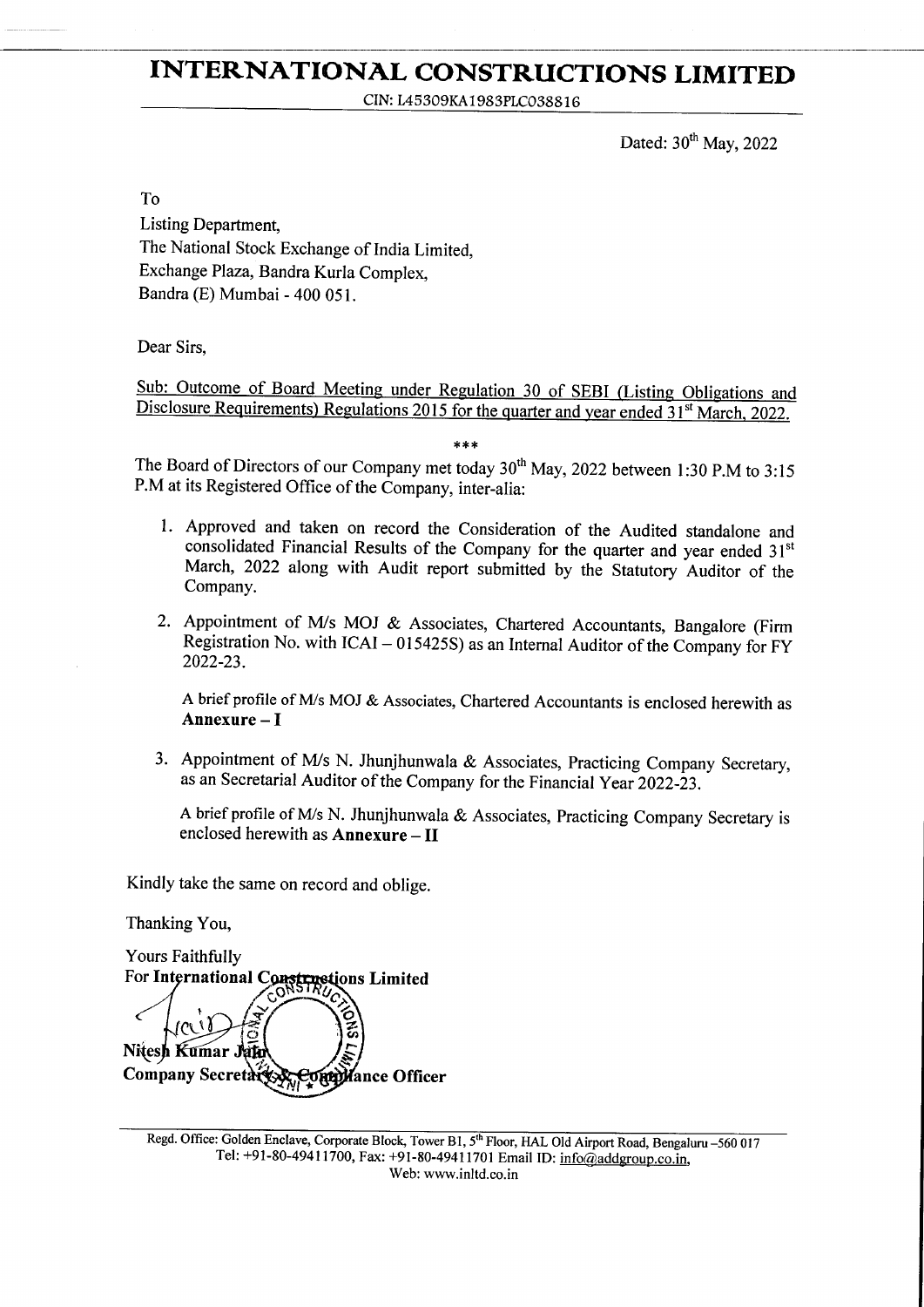# INTERNATIONAL CONSTRUCTIONS LIMITED

CIN: L45309KA1983PLC038816

Dated: 30th May, 2022

To
Listing Department,
The National Stock Exchange of India Limited,
Exchange Plaza, Bandra Kurla Complex,
Bandra (E) Mumbai - 400 051.

Dear Sirs,

Sub: Outcome of Board Meeting under Regulation 30 of SEBI (Listing Obligations and Disclosure Requirements) Regulations 2015 for the quarter and year ended 31st March, 2022.

***

The Board of Directors of our Company met today 30th May, 2022 between 1:30 P.M to 3:15 P.M at its Registered Office of the Company, inter-alia:

1. Approved and taken on record the Consideration of the Audited standalone and consolidated Financial Results of the Company for the quarter and year ended 31st March, 2022 along with Audit report submitted by the Statutory Auditor of the Company.

2. Appointment of M/s MOJ & Associates, Chartered Accountants, Bangalore (Firm Registration No. with ICAI – 015425S) as an Internal Auditor of the Company for FY 2022-23.

   A brief profile of M/s MOJ & Associates, Chartered Accountants is enclosed herewith as **Annexure – I**

3. Appointment of M/s N. Jhunjhunwala & Associates, Practicing Company Secretary, as an Secretarial Auditor of the Company for the Financial Year 2022-23.

   A brief profile of M/s N. Jhunjhunwala & Associates, Practicing Company Secretary is enclosed herewith as **Annexure – II**

Kindly take the same on record and oblige.

Thanking You,

Yours Faithfully
**For International Constructions Limited**

**Nitesh Kumar Jain**
**Company Secretary & Compliance Officer**

Regd. Office: Golden Enclave, Corporate Block, Tower B1, 5th Floor, HAL Old Airport Road, Bengaluru –560 017
Tel: +91-80-49411700, Fax: +91-80-49411701 Email ID: info@addgroup.co.in,
Web: www.inltd.co.in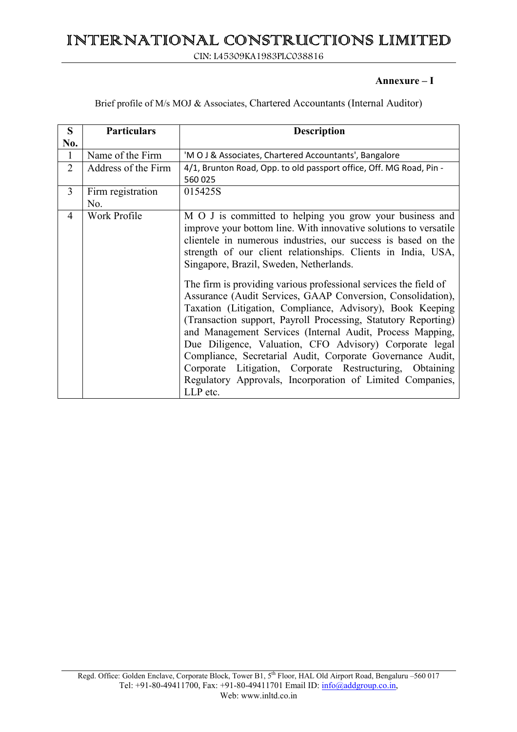**Annexure – I**

Brief profile of M/s MOJ & Associates, Chartered Accountants (Internal Auditor)

| S No. | Particulars | Description |
|---|---|---|
| 1 | Name of the Firm | 'M O J & Associates, Chartered Accountants', Bangalore |
| 2 | Address of the Firm | 4/1, Brunton Road, Opp. to old passport office, Off. MG Road, Pin - 560 025 |
| 3 | Firm registration No. | 015425S |
| 4 | Work Profile | M O J is committed to helping you grow your business and improve your bottom line. With innovative solutions to versatile clientele in numerous industries, our success is based on the strength of our client relationships. Clients in India, USA, Singapore, Brazil, Sweden, Netherlands.<br><br>The firm is providing various professional services the field of Assurance (Audit Services, GAAP Conversion, Consolidation), Taxation (Litigation, Compliance, Advisory), Book Keeping (Transaction support, Payroll Processing, Statutory Reporting) and Management Services (Internal Audit, Process Mapping, Due Diligence, Valuation, CFO Advisory) Corporate legal Compliance, Secretarial Audit, Corporate Governance Audit, Corporate Litigation, Corporate Restructuring, Obtaining Regulatory Approvals, Incorporation of Limited Companies, LLP etc. |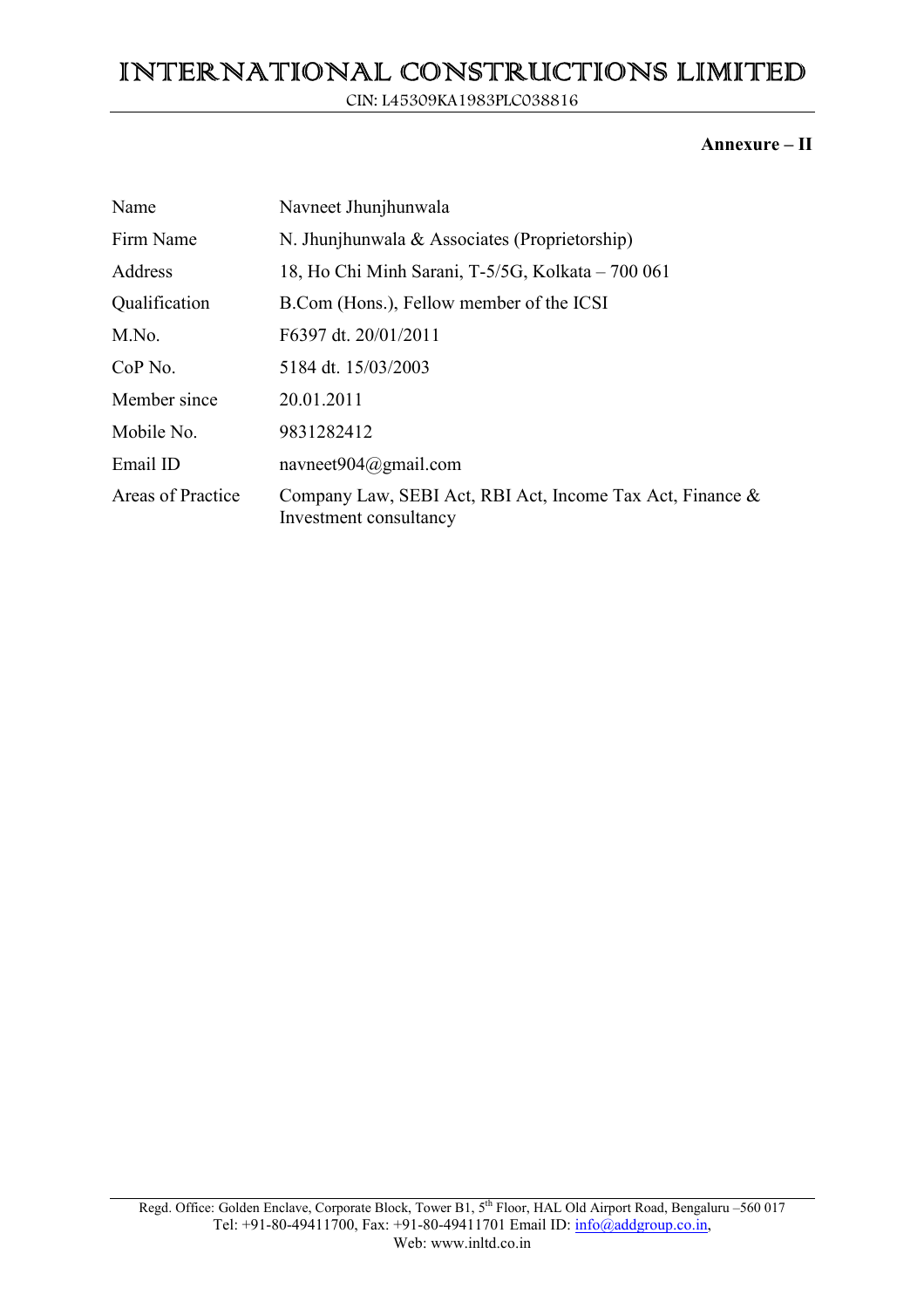**Annexure – II**

| | |
|---|---|
| Name | Navneet Jhunjhunwala |
| Firm Name | N. Jhunjhunwala & Associates (Proprietorship) |
| Address | 18, Ho Chi Minh Sarani, T-5/5G, Kolkata – 700 061 |
| Qualification | B.Com (Hons.), Fellow member of the ICSI |
| M.No. | F6397 dt. 20/01/2011 |
| CoP No. | 5184 dt. 15/03/2003 |
| Member since | 20.01.2011 |
| Mobile No. | 9831282412 |
| Email ID | navneet904@gmail.com |
| Areas of Practice | Company Law, SEBI Act, RBI Act, Income Tax Act, Finance & Investment consultancy |